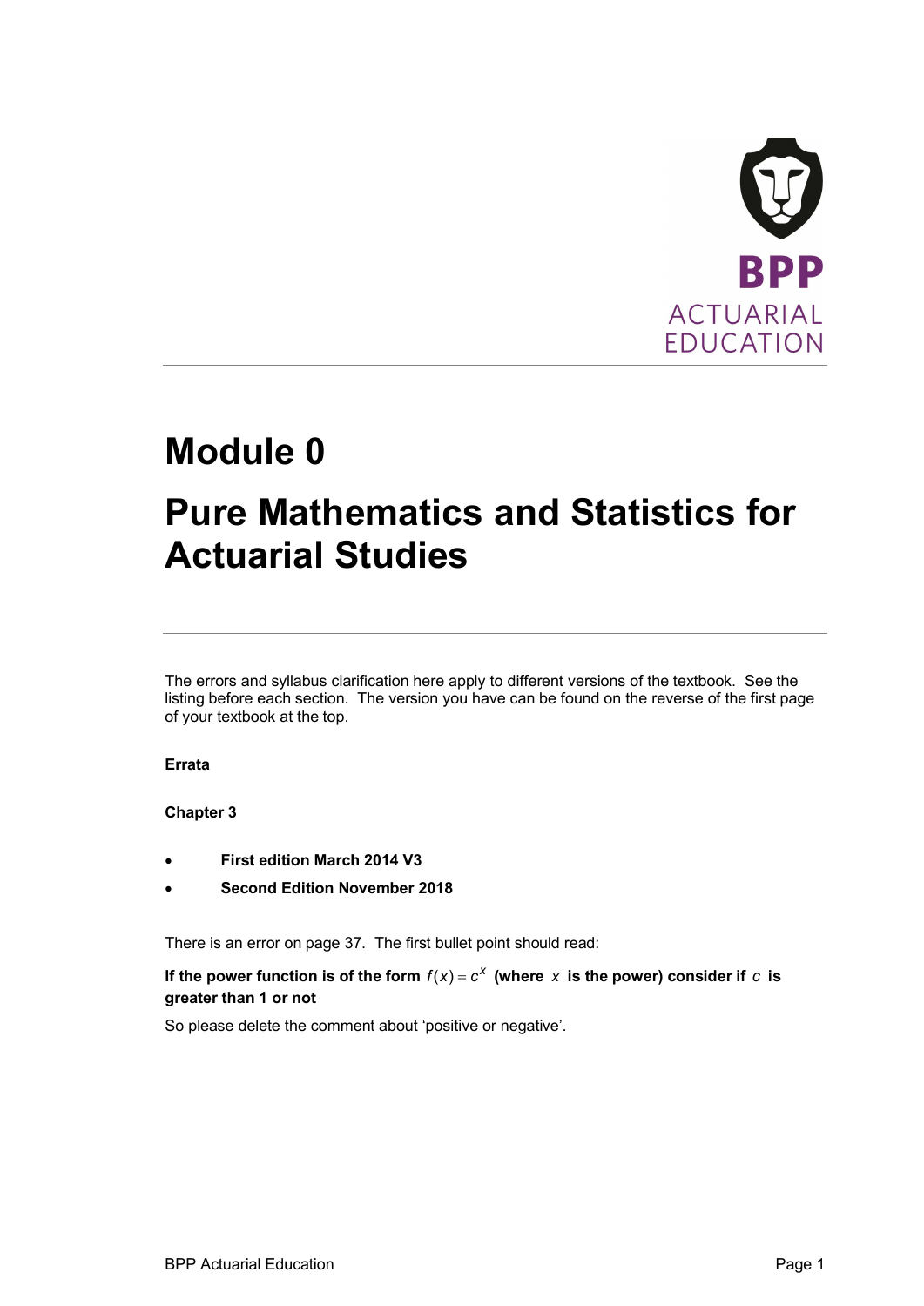# Module 0

# Pure Mathematics and Statistics for Actuarial Studies

The errors and syllabus clarification here apply to different versions of the textbook. See the listing before each section. The version you have can be found on the reverse of the first page of your textbook at the top.

**Errata**

**Chapter 3**

- **First edition March 2014 V3**
- **Second Edition November 2018**

There is an error on page 37. The first bullet point should read:

**If the power function is of the form $f(x) = c^x$ (where $x$ is the power) consider if $c$ is greater than 1 or not**

So please delete the comment about 'positive or negative'.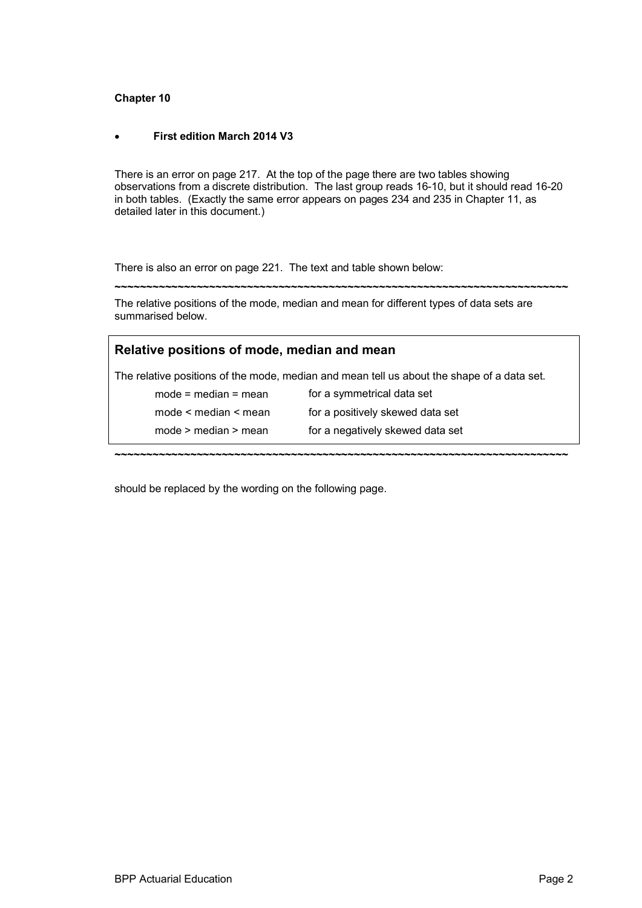**Chapter 10**

- **First edition March 2014 V3**

There is an error on page 217. At the top of the page there are two tables showing observations from a discrete distribution. The last group reads 16-10, but it should read 16-20 in both tables. (Exactly the same error appears on pages 234 and 235 in Chapter 11, as detailed later in this document.)

There is also an error on page 221. The text and table shown below:

~~~~~~~~~~~~~~~~~~~~~~~~~~~~~~~~~~~~~~~~~~~~~~~~~~~~~~~~~~~~~~~~~~~~~~~~~~~~~~~

The relative positions of the mode, median and mean for different types of data sets are summarised below.

**Relative positions of mode, median and mean**

The relative positions of the mode, median and mean tell us about the shape of a data set.

| | |
|---|---|
| mode = median = mean | for a symmetrical data set |
| mode < median < mean | for a positively skewed data set |
| mode > median > mean | for a negatively skewed data set |

~~~~~~~~~~~~~~~~~~~~~~~~~~~~~~~~~~~~~~~~~~~~~~~~~~~~~~~~~~~~~~~~~~~~~~~~~~~~~~~

should be replaced by the wording on the following page.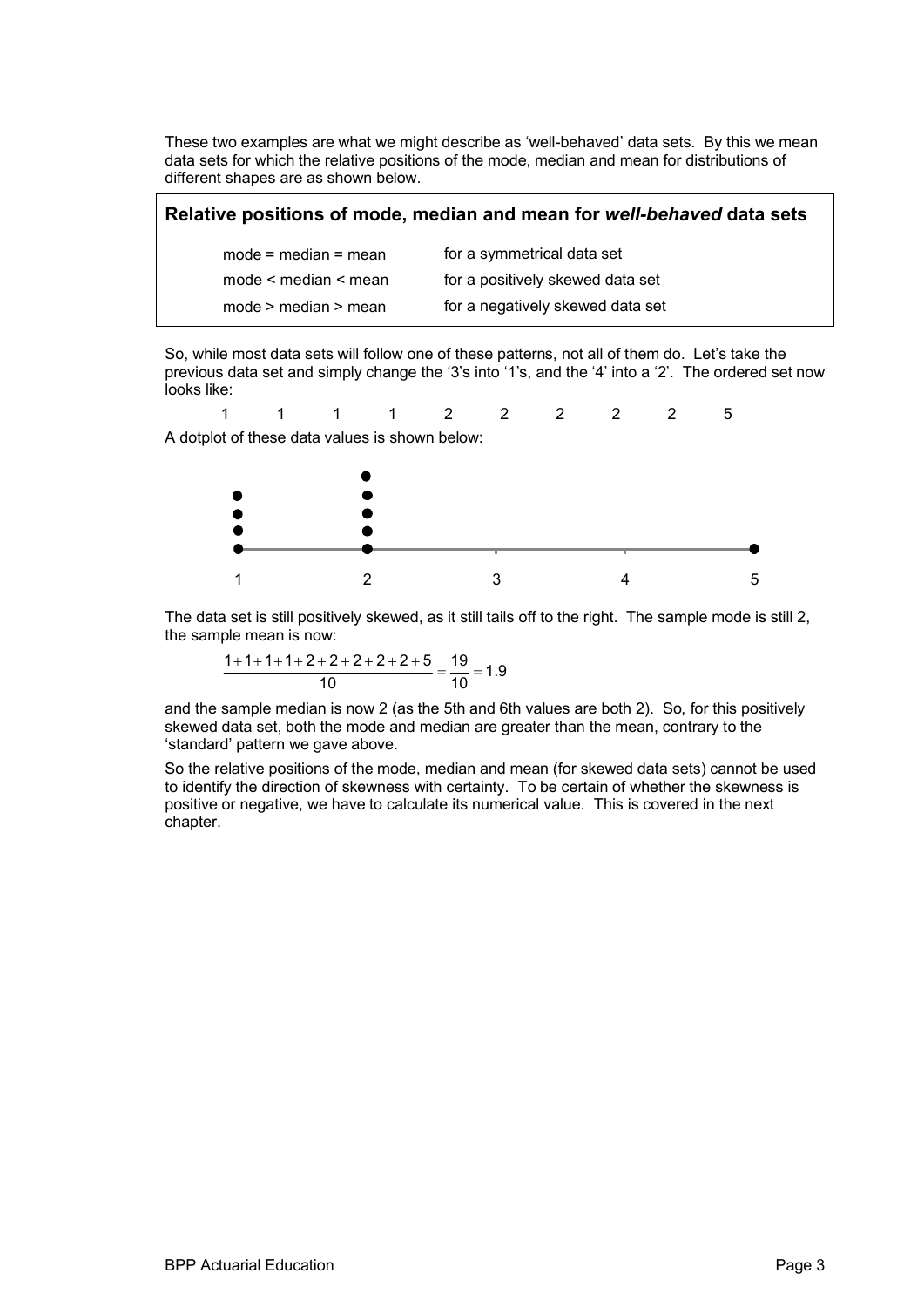These two examples are what we might describe as 'well-behaved' data sets. By this we mean data sets for which the relative positions of the mode, median and mean for distributions of different shapes are as shown below.

### Relative positions of mode, median and mean for *well-behaved* data sets

| | |
|---|---|
| mode = median = mean | for a symmetrical data set |
| mode < median < mean | for a positively skewed data set |
| mode > median > mean | for a negatively skewed data set |

So, while most data sets will follow one of these patterns, not all of them do. Let's take the previous data set and simply change the '3's into '1's, and the '4' into a '2'. The ordered set now looks like:

1 1 1 1 2 2 2 2 2 5

A dotplot of these data values is shown below:

The data set is still positively skewed, as it still tails off to the right. The sample mode is still 2, the sample mean is now:

$$\frac{1+1+1+1+2+2+2+2+2+5}{10} = \frac{19}{10} = 1.9$$

and the sample median is now 2 (as the 5th and 6th values are both 2). So, for this positively skewed data set, both the mode and median are greater than the mean, contrary to the 'standard' pattern we gave above.

So the relative positions of the mode, median and mean (for skewed data sets) cannot be used to identify the direction of skewness with certainty. To be certain of whether the skewness is positive or negative, we have to calculate its numerical value. This is covered in the next chapter.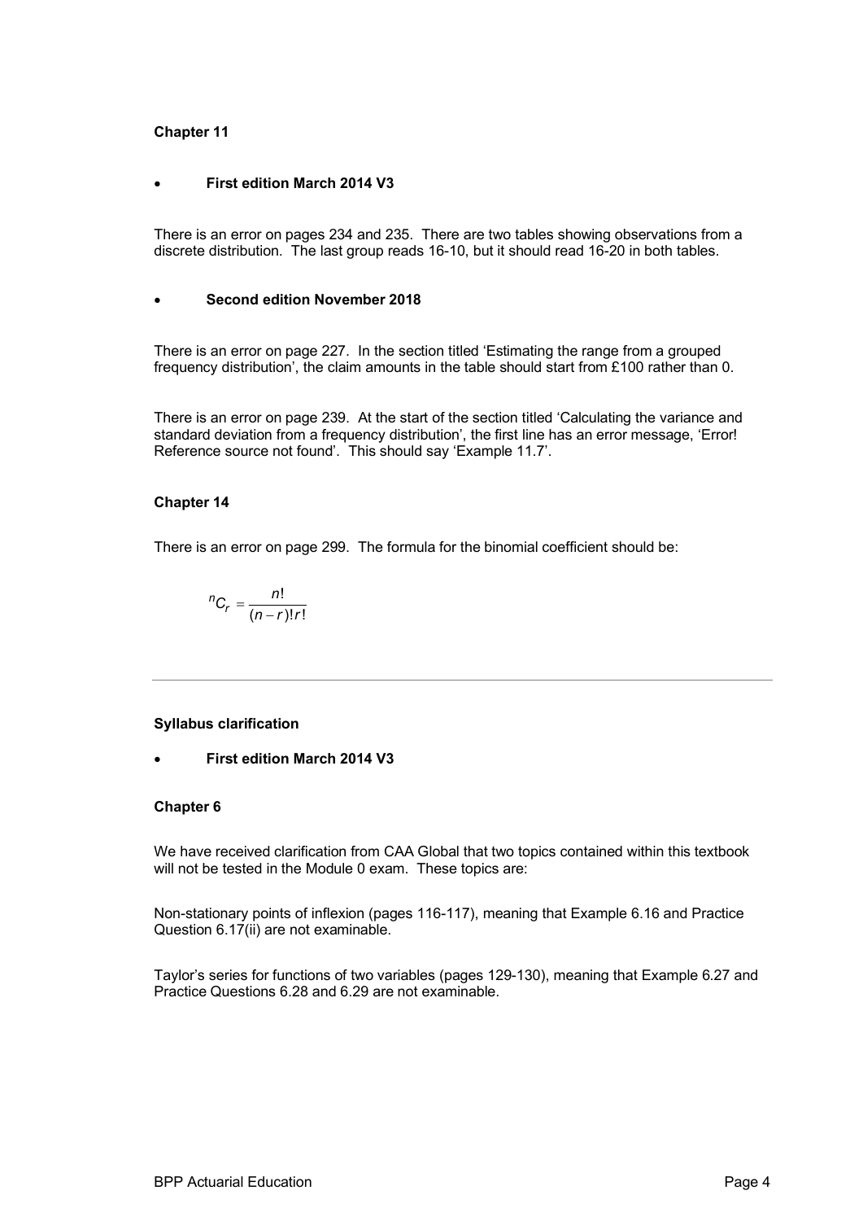**Chapter 11**

- **First edition March 2014 V3**

There is an error on pages 234 and 235. There are two tables showing observations from a discrete distribution. The last group reads 16-10, but it should read 16-20 in both tables.

- **Second edition November 2018**

There is an error on page 227. In the section titled 'Estimating the range from a grouped frequency distribution', the claim amounts in the table should start from £100 rather than 0.

There is an error on page 239. At the start of the section titled 'Calculating the variance and standard deviation from a frequency distribution', the first line has an error message, 'Error! Reference source not found'. This should say 'Example 11.7'.

**Chapter 14**

There is an error on page 299. The formula for the binomial coefficient should be:

$$^{n}C_{r} = \frac{n!}{(n-r)!r!}$$

---

**Syllabus clarification**

- **First edition March 2014 V3**

**Chapter 6**

We have received clarification from CAA Global that two topics contained within this textbook will not be tested in the Module 0 exam. These topics are:

Non-stationary points of inflexion (pages 116-117), meaning that Example 6.16 and Practice Question 6.17(ii) are not examinable.

Taylor's series for functions of two variables (pages 129-130), meaning that Example 6.27 and Practice Questions 6.28 and 6.29 are not examinable.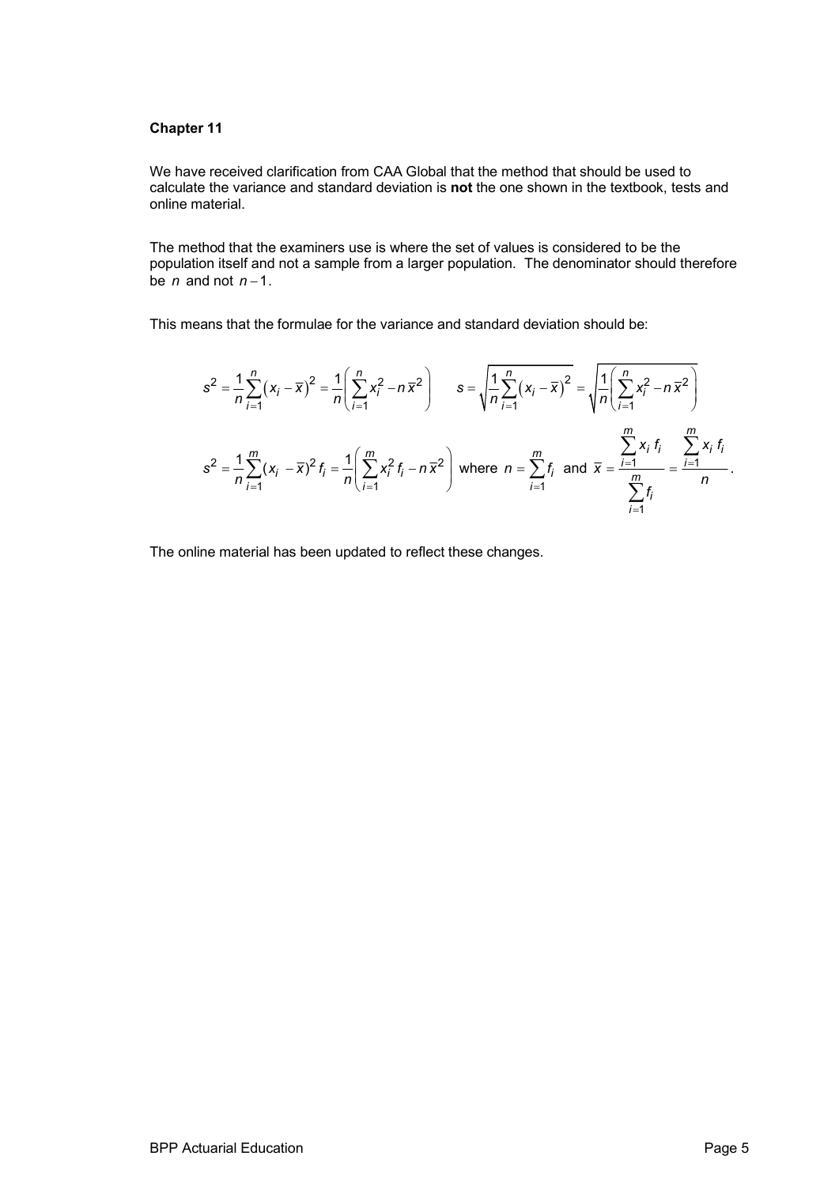**Chapter 11**

We have received clarification from CAA Global that the method that should be used to calculate the variance and standard deviation is **not** the one shown in the textbook, tests and online material.

The method that the examiners use is where the set of values is considered to be the population itself and not a sample from a larger population. The denominator should therefore be $n$ and not $n-1$.

This means that the formulae for the variance and standard deviation should be:

$$s^2 = \frac{1}{n}\sum_{i=1}^{n}\left(x_i - \overline{x}\right)^2 = \frac{1}{n}\left(\sum_{i=1}^{n} x_i^2 - n\,\overline{x}^2\right) \qquad s = \sqrt{\frac{1}{n}\sum_{i=1}^{n}\left(x_i - \overline{x}\right)^2} = \sqrt{\frac{1}{n}\left(\sum_{i=1}^{n} x_i^2 - n\,\overline{x}^2\right)}$$

$$s^2 = \frac{1}{n}\sum_{i=1}^{m}(x_i - \overline{x})^2 f_i = \frac{1}{n}\left(\sum_{i=1}^{m} x_i^2 f_i - n\,\overline{x}^2\right) \text{ where } n = \sum_{i=1}^{m} f_i \text{ and } \overline{x} = \frac{\sum_{i=1}^{m} x_i f_i}{\sum_{i=1}^{m} f_i} = \frac{\sum_{i=1}^{m} x_i f_i}{n}.$$

The online material has been updated to reflect these changes.